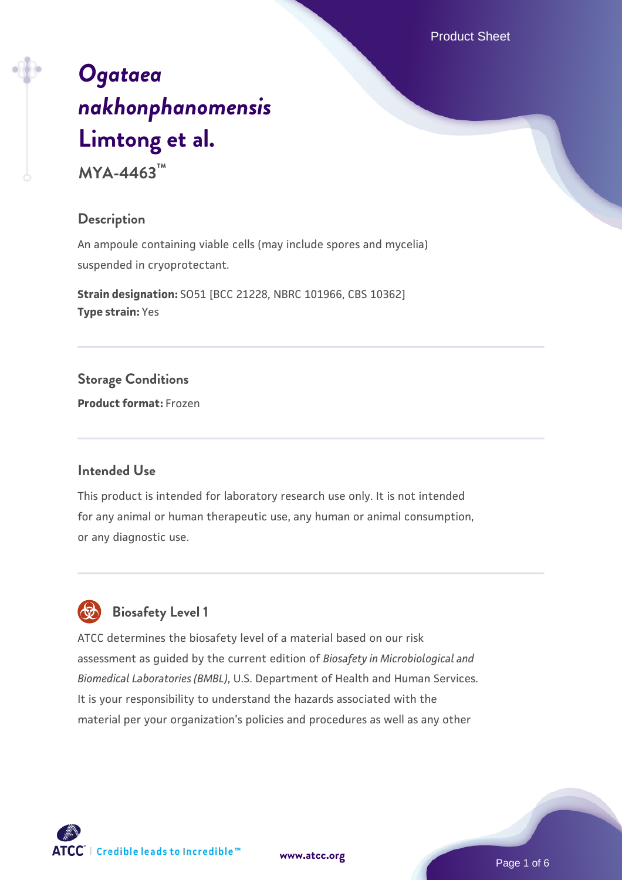# *Ogataea nakhonphanomensis* Limtong et al.

**MYA-4463™**

## Description

An ampoule containing viable cells (may include spores and mycelia) suspended in cryoprotectant.

**Strain designation:** SO51 [BCC 21228, NBRC 101966, CBS 10362]
**Type strain:** Yes

## Storage Conditions

**Product format:** Frozen

## Intended Use

This product is intended for laboratory research use only. It is not intended for any animal or human therapeutic use, any human or animal consumption, or any diagnostic use.

## Biosafety Level 1

ATCC determines the biosafety level of a material based on our risk assessment as guided by the current edition of *Biosafety in Microbiological and Biomedical Laboratories (BMBL)*, U.S. Department of Health and Human Services. It is your responsibility to understand the hazards associated with the material per your organization's policies and procedures as well as any other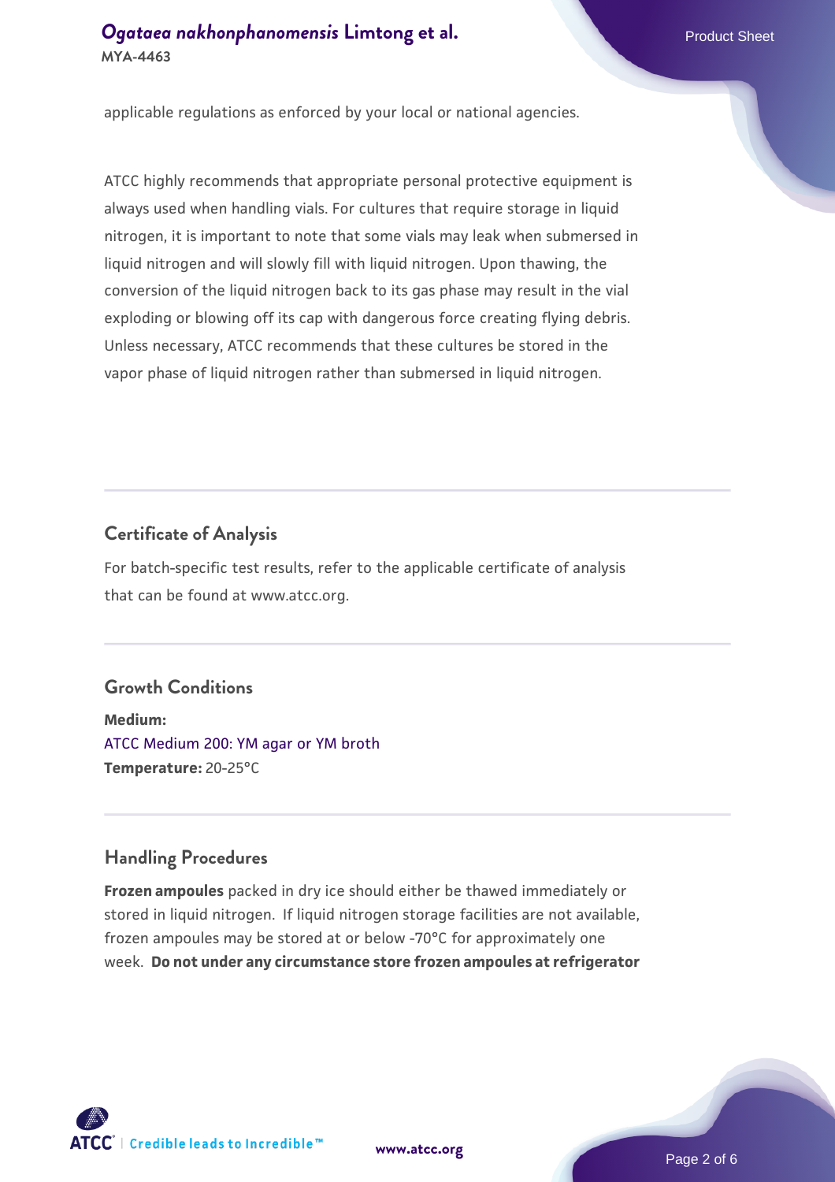applicable regulations as enforced by your local or national agencies.

ATCC highly recommends that appropriate personal protective equipment is always used when handling vials. For cultures that require storage in liquid nitrogen, it is important to note that some vials may leak when submersed in liquid nitrogen and will slowly fill with liquid nitrogen. Upon thawing, the conversion of the liquid nitrogen back to its gas phase may result in the vial exploding or blowing off its cap with dangerous force creating flying debris. Unless necessary, ATCC recommends that these cultures be stored in the vapor phase of liquid nitrogen rather than submersed in liquid nitrogen.

## Certificate of Analysis

For batch-specific test results, refer to the applicable certificate of analysis that can be found at www.atcc.org.

## Growth Conditions

**Medium:**
ATCC Medium 200: YM agar or YM broth
**Temperature:** 20-25°C

## Handling Procedures

**Frozen ampoules** packed in dry ice should either be thawed immediately or stored in liquid nitrogen. If liquid nitrogen storage facilities are not available, frozen ampoules may be stored at or below -70°C for approximately one week. **Do not under any circumstance store frozen ampoules at refrigerator**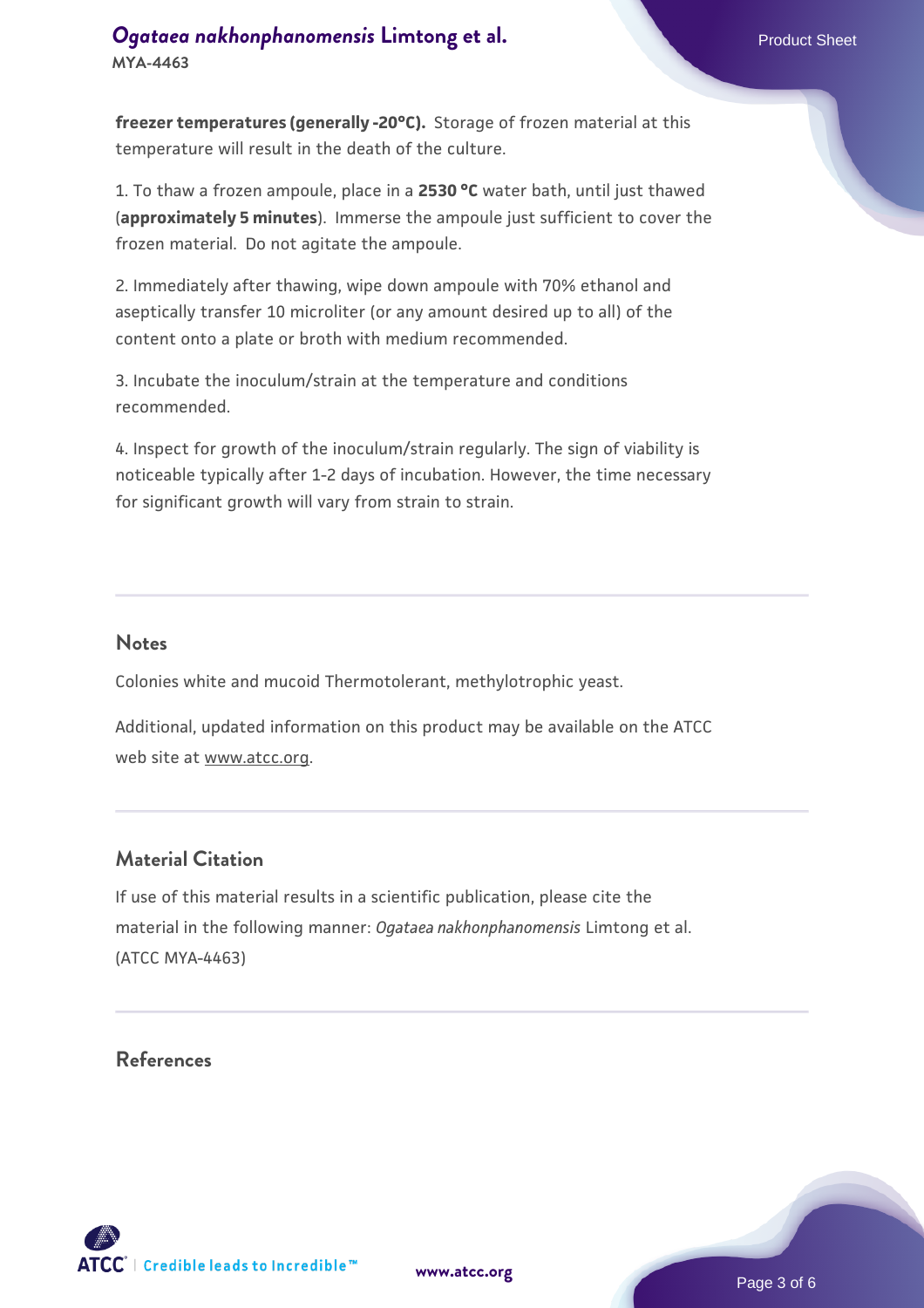**freezer temperatures (generally -20°C).** Storage of frozen material at this temperature will result in the death of the culture.

1. To thaw a frozen ampoule, place in a **2530 °C** water bath, until just thawed (**approximately 5 minutes**). Immerse the ampoule just sufficient to cover the frozen material. Do not agitate the ampoule.

2. Immediately after thawing, wipe down ampoule with 70% ethanol and aseptically transfer 10 microliter (or any amount desired up to all) of the content onto a plate or broth with medium recommended.

3. Incubate the inoculum/strain at the temperature and conditions recommended.

4. Inspect for growth of the inoculum/strain regularly. The sign of viability is noticeable typically after 1-2 days of incubation. However, the time necessary for significant growth will vary from strain to strain.

## Notes

Colonies white and mucoid Thermotolerant, methylotrophic yeast.

Additional, updated information on this product may be available on the ATCC web site at www.atcc.org.

## Material Citation

If use of this material results in a scientific publication, please cite the material in the following manner: *Ogataea nakhonphanomensis* Limtong et al. (ATCC MYA-4463)

## References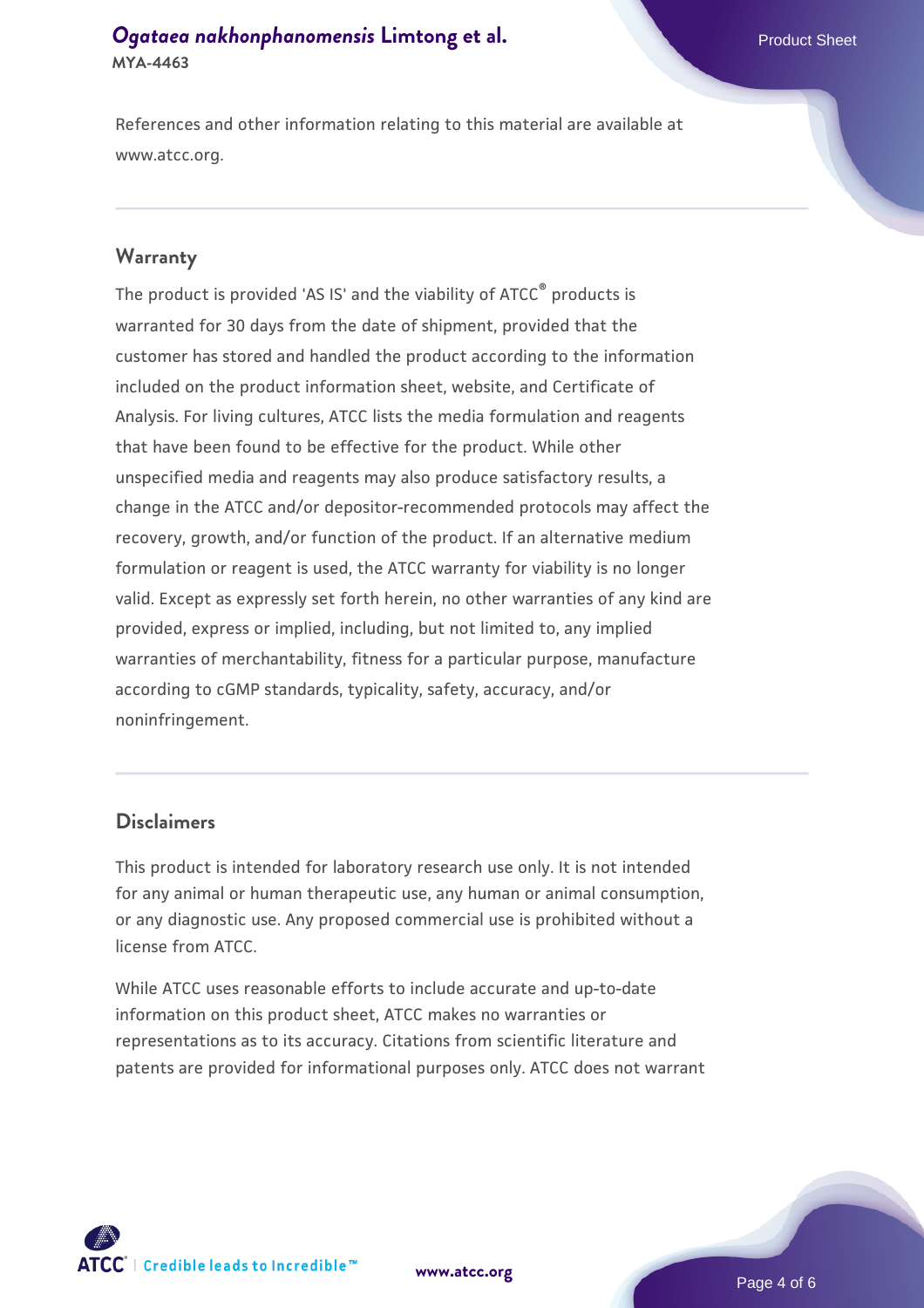References and other information relating to this material are available at www.atcc.org.

## Warranty

The product is provided 'AS IS' and the viability of ATCC® products is warranted for 30 days from the date of shipment, provided that the customer has stored and handled the product according to the information included on the product information sheet, website, and Certificate of Analysis. For living cultures, ATCC lists the media formulation and reagents that have been found to be effective for the product. While other unspecified media and reagents may also produce satisfactory results, a change in the ATCC and/or depositor-recommended protocols may affect the recovery, growth, and/or function of the product. If an alternative medium formulation or reagent is used, the ATCC warranty for viability is no longer valid. Except as expressly set forth herein, no other warranties of any kind are provided, express or implied, including, but not limited to, any implied warranties of merchantability, fitness for a particular purpose, manufacture according to cGMP standards, typicality, safety, accuracy, and/or noninfringement.

## Disclaimers

This product is intended for laboratory research use only. It is not intended for any animal or human therapeutic use, any human or animal consumption, or any diagnostic use. Any proposed commercial use is prohibited without a license from ATCC.

While ATCC uses reasonable efforts to include accurate and up-to-date information on this product sheet, ATCC makes no warranties or representations as to its accuracy. Citations from scientific literature and patents are provided for informational purposes only. ATCC does not warrant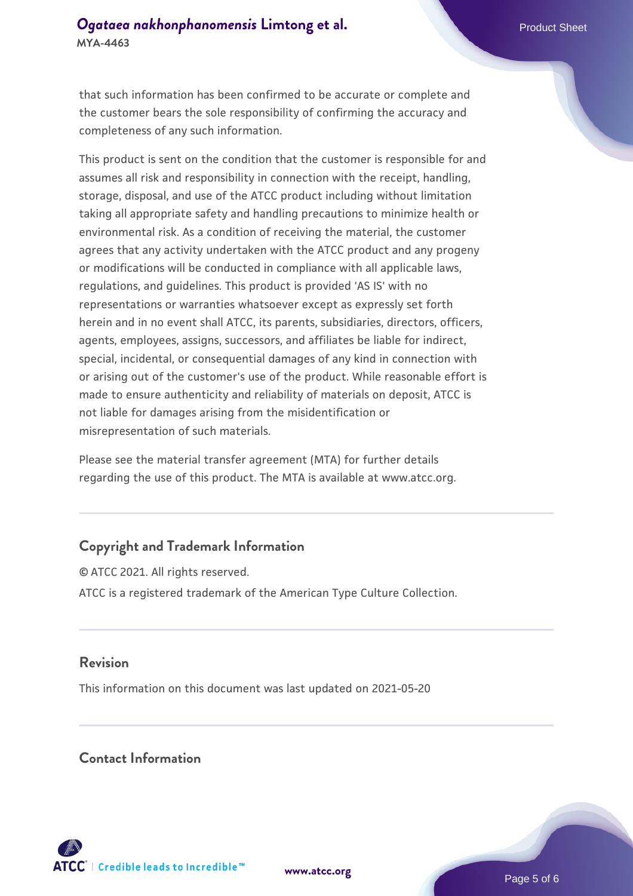that such information has been confirmed to be accurate or complete and the customer bears the sole responsibility of confirming the accuracy and completeness of any such information.

This product is sent on the condition that the customer is responsible for and assumes all risk and responsibility in connection with the receipt, handling, storage, disposal, and use of the ATCC product including without limitation taking all appropriate safety and handling precautions to minimize health or environmental risk. As a condition of receiving the material, the customer agrees that any activity undertaken with the ATCC product and any progeny or modifications will be conducted in compliance with all applicable laws, regulations, and guidelines. This product is provided 'AS IS' with no representations or warranties whatsoever except as expressly set forth herein and in no event shall ATCC, its parents, subsidiaries, directors, officers, agents, employees, assigns, successors, and affiliates be liable for indirect, special, incidental, or consequential damages of any kind in connection with or arising out of the customer's use of the product. While reasonable effort is made to ensure authenticity and reliability of materials on deposit, ATCC is not liable for damages arising from the misidentification or misrepresentation of such materials.

Please see the material transfer agreement (MTA) for further details regarding the use of this product. The MTA is available at www.atcc.org.

## Copyright and Trademark Information

© ATCC 2021. All rights reserved.

ATCC is a registered trademark of the American Type Culture Collection.

## Revision

This information on this document was last updated on 2021-05-20

## Contact Information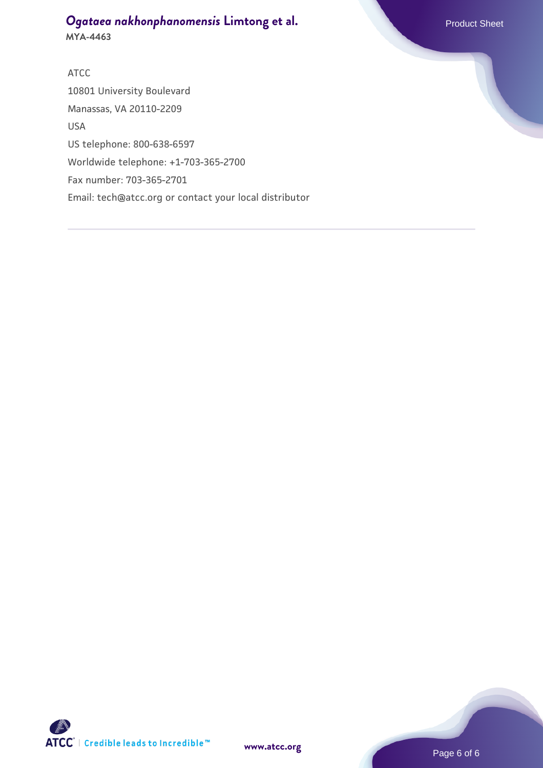ATCC

10801 University Boulevard

Manassas, VA 20110-2209

USA

US telephone: 800-638-6597

Worldwide telephone: +1-703-365-2700

Fax number: 703-365-2701

Email: tech@atcc.org or contact your local distributor